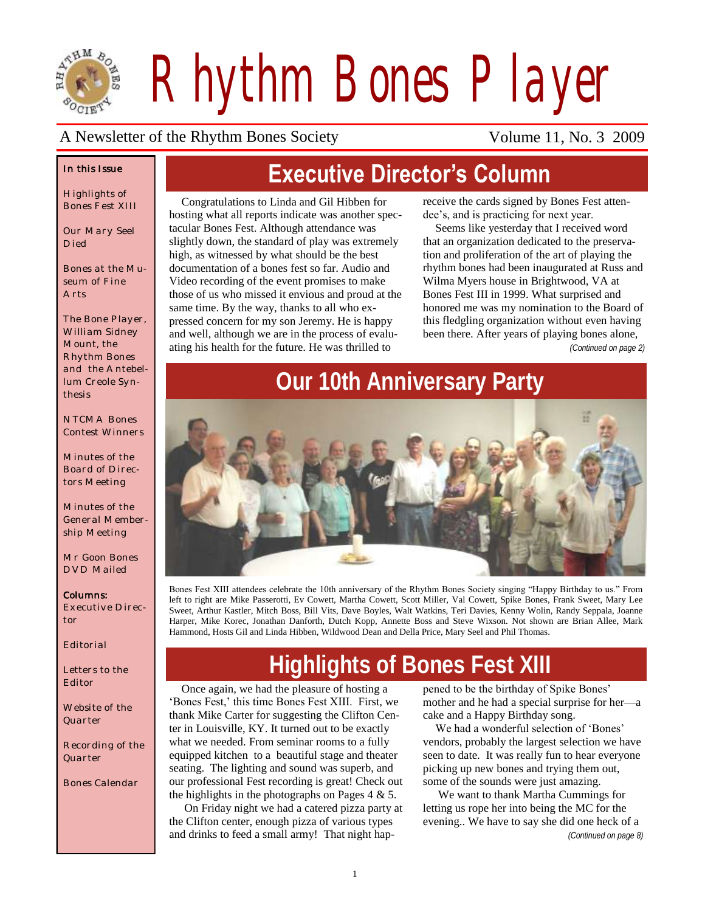# Rhythm Bones Player

A Newsletter of the Rhythm Bones Society — Volume 11, No. 3 2009

**In this Issue**

Highlights of Bones Fest XIII

Our Mary Seel Died

Bones at the Museum of Fine Arts

The Bone Player, William Sidney Mount, the Rhythm Bones and the Antebellum Creole Synthesis

NTCMA Bones Contest Winners

Minutes of the Board of Directors Meeting

Minutes of the General Membership Meeting

Mr Goon Bones DVD Mailed

**Columns:**

Executive Director

Editorial

Letters to the Editor

Website of the Quarter

Recording of the Quarter

Bones Calendar

## Executive Director's Column

Congratulations to Linda and Gil Hibben for hosting what all reports indicate was another spectacular Bones Fest. Although attendance was slightly down, the standard of play was extremely high, as witnessed by what should be the best documentation of a bones fest so far. Audio and Video recording of the event promises to make those of us who missed it envious and proud at the same time. By the way, thanks to all who expressed concern for my son Jeremy. He is happy and well, although we are in the process of evaluating his health for the future. He was thrilled to receive the cards signed by Bones Fest attendee's, and is practicing for next year.

Seems like yesterday that I received word that an organization dedicated to the preservation and proliferation of the art of playing the rhythm bones had been inaugurated at Russ and Wilma Myers house in Brightwood, VA at Bones Fest III in 1999. What surprised and honored me was my nomination to the Board of this fledgling organization without even having been there. After years of playing bones alone,

*(Continued on page 2)*

## Our 10th Anniversary Party

Bones Fest XIII attendees celebrate the 10th anniversary of the Rhythm Bones Society singing "Happy Birthday to us." From left to right are Mike Passerotti, Ev Cowett, Martha Cowett, Scott Miller, Val Cowett, Spike Bones, Frank Sweet, Mary Lee Sweet, Arthur Kastler, Mitch Boss, Bill Vits, Dave Boyles, Walt Watkins, Teri Davies, Kenny Wolin, Randy Seppala, Joanne Harper, Mike Korec, Jonathan Danforth, Dutch Kopp, Annette Boss and Steve Wixson. Not shown are Brian Allee, Mark Hammond, Hosts Gil and Linda Hibben, Wildwood Dean and Della Price, Mary Seel and Phil Thomas.

## Highlights of Bones Fest XIII

Once again, we had the pleasure of hosting a 'Bones Fest,' this time Bones Fest XIII. First, we thank Mike Carter for suggesting the Clifton Center in Louisville, KY. It turned out to be exactly what we needed. From seminar rooms to a fully equipped kitchen to a beautiful stage and theater seating. The lighting and sound was superb, and our professional Fest recording is great! Check out the highlights in the photographs on Pages 4 & 5.

On Friday night we had a catered pizza party at the Clifton center, enough pizza of various types and drinks to feed a small army! That night happened to be the birthday of Spike Bones' mother and he had a special surprise for her—a cake and a Happy Birthday song.

We had a wonderful selection of 'Bones' vendors, probably the largest selection we have seen to date. It was really fun to hear everyone picking up new bones and trying them out, some of the sounds were just amazing.

We want to thank Martha Cummings for letting us rope her into being the MC for the evening.. We have to say she did one heck of a

*(Continued on page 8)*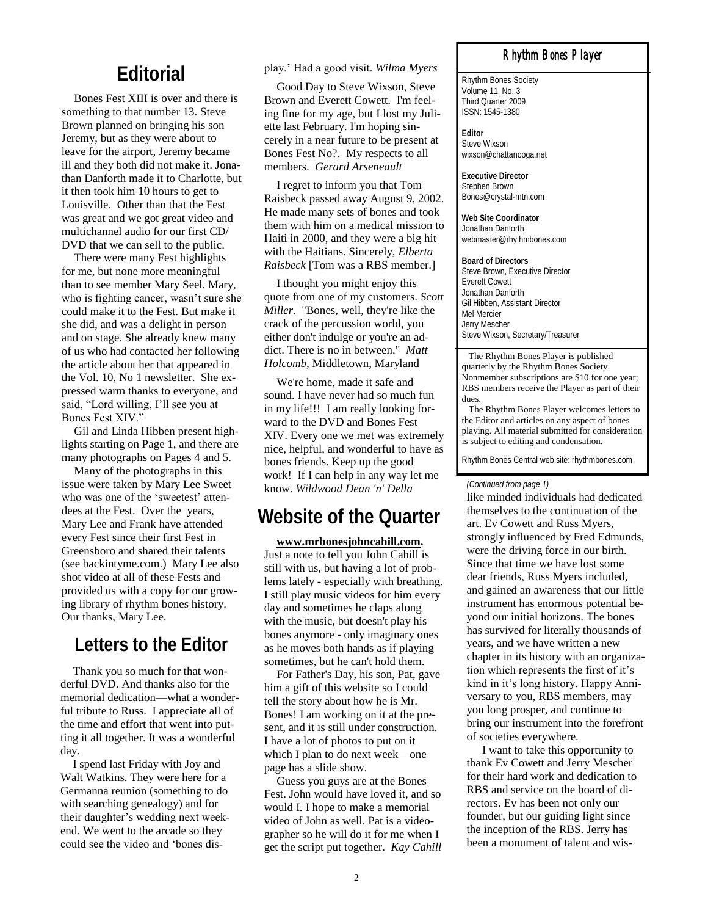## Editorial

Bones Fest XIII is over and there is something to that number 13. Steve Brown planned on bringing his son Jeremy, but as they were about to leave for the airport, Jeremy became ill and they both did not make it. Jonathan Danforth made it to Charlotte, but it then took him 10 hours to get to Louisville. Other than that the Fest was great and we got great video and multichannel audio for our first CD/ DVD that we can sell to the public.

There were many Fest highlights for me, but none more meaningful than to see member Mary Seel. Mary, who is fighting cancer, wasn't sure she could make it to the Fest. But make it she did, and was a delight in person and on stage. She already knew many of us who had contacted her following the article about her that appeared in the Vol. 10, No 1 newsletter. She expressed warm thanks to everyone, and said, "Lord willing, I'll see you at Bones Fest XIV."

Gil and Linda Hibben present highlights starting on Page 1, and there are many photographs on Pages 4 and 5.

Many of the photographs in this issue were taken by Mary Lee Sweet who was one of the 'sweetest' attendees at the Fest. Over the years, Mary Lee and Frank have attended every Fest since their first Fest in Greensboro and shared their talents (see backintyme.com.) Mary Lee also shot video at all of these Fests and provided us with a copy for our growing library of rhythm bones history. Our thanks, Mary Lee.

## Letters to the Editor

Thank you so much for that wonderful DVD. And thanks also for the memorial dedication—what a wonderful tribute to Russ. I appreciate all of the time and effort that went into putting it all together. It was a wonderful day.

I spend last Friday with Joy and Walt Watkins. They were here for a Germanna reunion (something to do with searching genealogy) and for their daughter's wedding next weekend. We went to the arcade so they could see the video and 'bones display.' Had a good visit. *Wilma Myers*

Good Day to Steve Wixson, Steve Brown and Everett Cowett. I'm feeling fine for my age, but I lost my Juliette last February. I'm hoping sincerely in a near future to be present at Bones Fest No?. My respects to all members. *Gerard Arseneault*

I regret to inform you that Tom Raisbeck passed away August 9, 2002. He made many sets of bones and took them with him on a medical mission to Haiti in 2000, and they were a big hit with the Haitians. Sincerely, *Elberta Raisbeck* [Tom was a RBS member.]

I thought you might enjoy this quote from one of my customers. *Scott Miller.* "Bones, well, they're like the crack of the percussion world, you either don't indulge or you're an addict. There is no in between." *Matt Holcomb*, Middletown, Maryland

We're home, made it safe and sound. I have never had so much fun in my life!!! I am really looking forward to the DVD and Bones Fest XIV. Every one we met was extremely nice, helpful, and wonderful to have as bones friends. Keep up the good work! If I can help in any way let me know. *Wildwood Dean 'n' Della*

## Website of the Quarter

**www.mrbonesjohncahill.com.** Just a note to tell you John Cahill is still with us, but having a lot of problems lately - especially with breathing. I still play music videos for him every day and sometimes he claps along with the music, but doesn't play his bones anymore - only imaginary ones as he moves both hands as if playing sometimes, but he can't hold them.

For Father's Day, his son, Pat, gave him a gift of this website so I could tell the story about how he is Mr. Bones! I am working on it at the present, and it is still under construction. I have a lot of photos to put on it which I plan to do next week—one page has a slide show.

Guess you guys are at the Bones Fest. John would have loved it, and so would I. I hope to make a memorial video of John as well. Pat is a videographer so he will do it for me when I get the script put together. *Kay Cahill*

---

### Rhythm Bones Player

Rhythm Bones Society
Volume 11, No. 3
Third Quarter 2009
ISSN: 1545-1380

**Editor**
Steve Wixson
wixson@chattanooga.net

**Executive Director**
Stephen Brown
Bones@crystal-mtn.com

**Web Site Coordinator**
Jonathan Danforth
webmaster@rhythmbones.com

**Board of Directors**
Steve Brown, Executive Director
Everett Cowett
Jonathan Danforth
Gil Hibben, Assistant Director
Mel Mercier
Jerry Mescher
Steve Wixson, Secretary/Treasurer

The Rhythm Bones Player is published quarterly by the Rhythm Bones Society. Nonmember subscriptions are $10 for one year; RBS members receive the Player as part of their dues.

The Rhythm Bones Player welcomes letters to the Editor and articles on any aspect of bones playing. All material submitted for consideration is subject to editing and condensation.

Rhythm Bones Central web site: rhythmbones.com

---

*(Continued from page 1)*

like minded individuals had dedicated themselves to the continuation of the art. Ev Cowett and Russ Myers, strongly influenced by Fred Edmunds, were the driving force in our birth. Since that time we have lost some dear friends, Russ Myers included, and gained an awareness that our little instrument has enormous potential beyond our initial horizons. The bones has survived for literally thousands of years, and we have written a new chapter in its history with an organization which represents the first of it's kind in it's long history. Happy Anniversary to you, RBS members, may you long prosper, and continue to bring our instrument into the forefront of societies everywhere.

I want to take this opportunity to thank Ev Cowett and Jerry Mescher for their hard work and dedication to RBS and service on the board of directors. Ev has been not only our founder, but our guiding light since the inception of the RBS. Jerry has been a monument of talent and wis-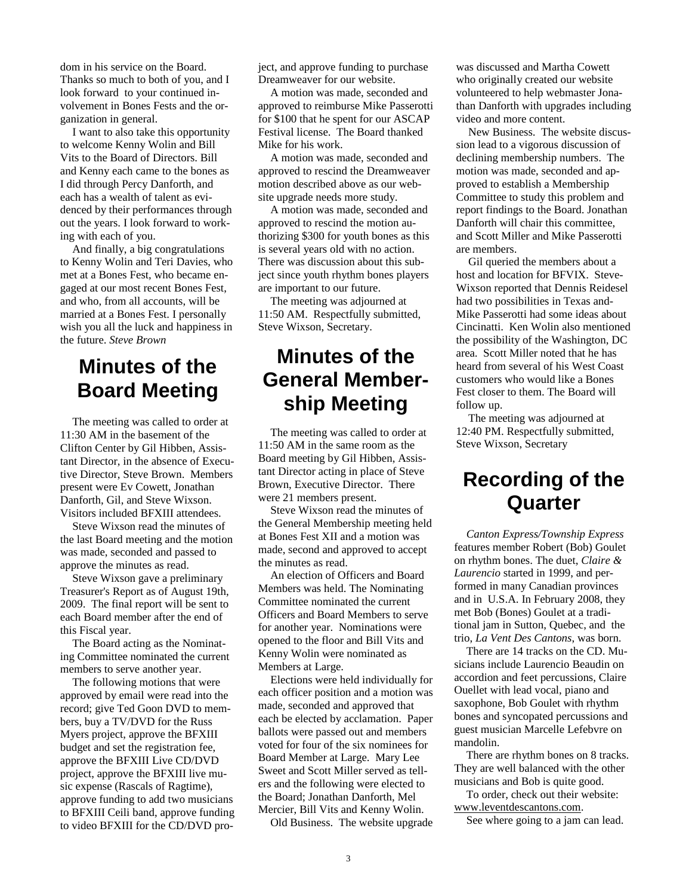dom in his service on the Board. Thanks so much to both of you, and I look forward to your continued involvement in Bones Fests and the organization in general.

I want to also take this opportunity to welcome Kenny Wolin and Bill Vits to the Board of Directors. Bill and Kenny each came to the bones as I did through Percy Danforth, and each has a wealth of talent as evidenced by their performances through out the years. I look forward to working with each of you.

And finally, a big congratulations to Kenny Wolin and Teri Davies, who met at a Bones Fest, who became engaged at our most recent Bones Fest, and who, from all accounts, will be married at a Bones Fest. I personally wish you all the luck and happiness in the future. *Steve Brown*

# Minutes of the Board Meeting

The meeting was called to order at 11:30 AM in the basement of the Clifton Center by Gil Hibben, Assistant Director, in the absence of Executive Director, Steve Brown. Members present were Ev Cowett, Jonathan Danforth, Gil, and Steve Wixson. Visitors included BFXIII attendees.

Steve Wixson read the minutes of the last Board meeting and the motion was made, seconded and passed to approve the minutes as read.

Steve Wixson gave a preliminary Treasurer's Report as of August 19th, 2009. The final report will be sent to each Board member after the end of this Fiscal year.

The Board acting as the Nominating Committee nominated the current members to serve another year.

The following motions that were approved by email were read into the record; give Ted Goon DVD to members, buy a TV/DVD for the Russ Myers project, approve the BFXIII budget and set the registration fee, approve the BFXIII Live CD/DVD project, approve the BFXIII live music expense (Rascals of Ragtime), approve funding to add two musicians to BFXIII Ceili band, approve funding to video BFXIII for the CD/DVD project, and approve funding to purchase Dreamweaver for our website.

A motion was made, seconded and approved to reimburse Mike Passerotti for $100 that he spent for our ASCAP Festival license. The Board thanked Mike for his work.

A motion was made, seconded and approved to rescind the Dreamweaver motion described above as our website upgrade needs more study.

A motion was made, seconded and approved to rescind the motion authorizing $300 for youth bones as this is several years old with no action. There was discussion about this subject since youth rhythm bones players are important to our future.

The meeting was adjourned at 11:50 AM. Respectfully submitted, Steve Wixson, Secretary.

# Minutes of the General Membership Meeting

The meeting was called to order at 11:50 AM in the same room as the Board meeting by Gil Hibben, Assistant Director acting in place of Steve Brown, Executive Director. There were 21 members present.

Steve Wixson read the minutes of the General Membership meeting held at Bones Fest XII and a motion was made, second and approved to accept the minutes as read.

An election of Officers and Board Members was held. The Nominating Committee nominated the current Officers and Board Members to serve for another year. Nominations were opened to the floor and Bill Vits and Kenny Wolin were nominated as Members at Large.

Elections were held individually for each officer position and a motion was made, seconded and approved that each be elected by acclamation. Paper ballots were passed out and members voted for four of the six nominees for Board Member at Large. Mary Lee Sweet and Scott Miller served as tellers and the following were elected to the Board; Jonathan Danforth, Mel Mercier, Bill Vits and Kenny Wolin.

Old Business. The website upgrade was discussed and Martha Cowett who originally created our website volunteered to help webmaster Jonathan Danforth with upgrades including video and more content.

New Business. The website discussion lead to a vigorous discussion of declining membership numbers. The motion was made, seconded and approved to establish a Membership Committee to study this problem and report findings to the Board. Jonathan Danforth will chair this committee, and Scott Miller and Mike Passerotti are members.

Gil queried the members about a host and location for BFVIX. Steve Wixson reported that Dennis Reidesel had two possibilities in Texas and Mike Passerotti had some ideas about Cincinatti. Ken Wolin also mentioned the possibility of the Washington, DC area. Scott Miller noted that he has heard from several of his West Coast customers who would like a Bones Fest closer to them. The Board will follow up.

The meeting was adjourned at 12:40 PM. Respectfully submitted, Steve Wixson, Secretary

# Recording of the Quarter

*Canton Express/Township Express* features member Robert (Bob) Goulet on rhythm bones. The duet, *Claire & Laurencio* started in 1999, and performed in many Canadian provinces and in U.S.A. In February 2008, they met Bob (Bones) Goulet at a traditional jam in Sutton, Quebec, and the trio, *La Vent Des Cantons*, was born.

There are 14 tracks on the CD. Musicians include Laurencio Beaudin on accordion and feet percussions, Claire Ouellet with lead vocal, piano and saxophone, Bob Goulet with rhythm bones and syncopated percussions and guest musician Marcelle Lefebvre on mandolin.

There are rhythm bones on 8 tracks. They are well balanced with the other musicians and Bob is quite good.

To order, check out their website: www.leventdescantons.com.

See where going to a jam can lead.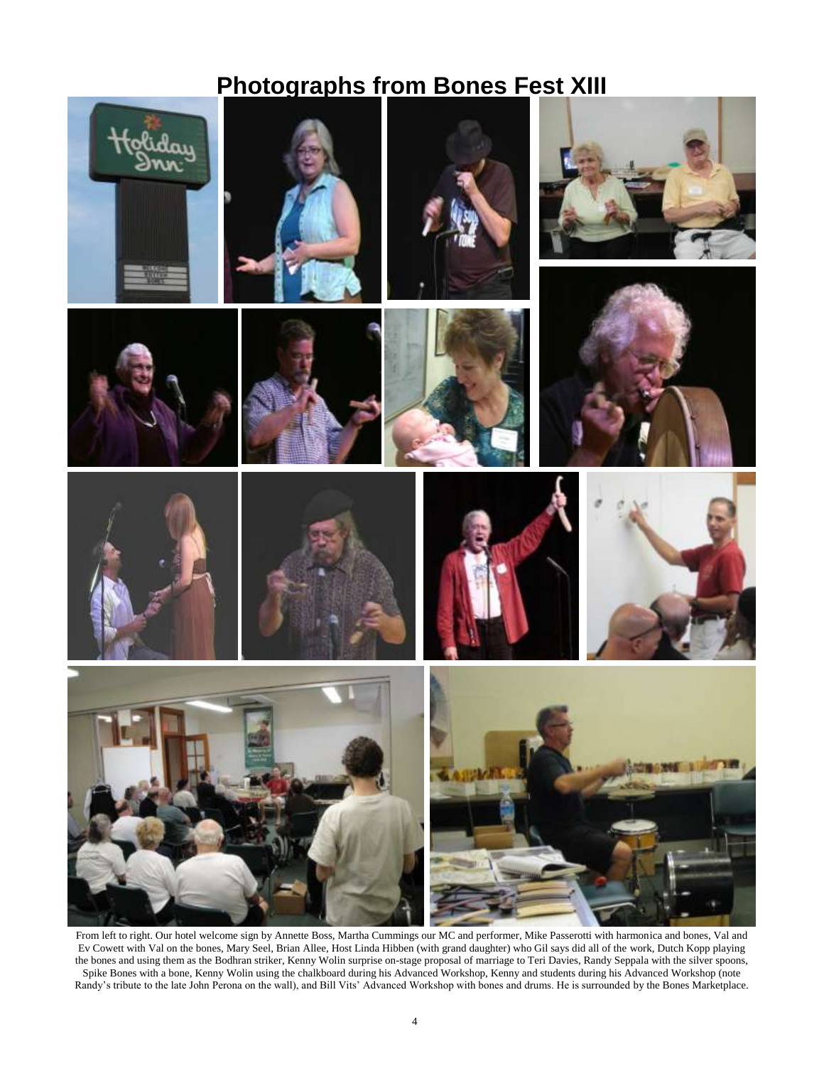# Photographs from Bones Fest XIII

From left to right. Our hotel welcome sign by Annette Boss, Martha Cummings our MC and performer, Mike Passerotti with harmonica and bones, Val and Ev Cowett with Val on the bones, Mary Seel, Brian Allee, Host Linda Hibben (with grand daughter) who Gil says did all of the work, Dutch Kopp playing the bones and using them as the Bodhran striker, Kenny Wolin surprise on-stage proposal of marriage to Teri Davies, Randy Seppala with the silver spoons, Spike Bones with a bone, Kenny Wolin using the chalkboard during his Advanced Workshop, Kenny and students during his Advanced Workshop (note Randy's tribute to the late John Perona on the wall), and Bill Vits' Advanced Workshop with bones and drums. He is surrounded by the Bones Marketplace.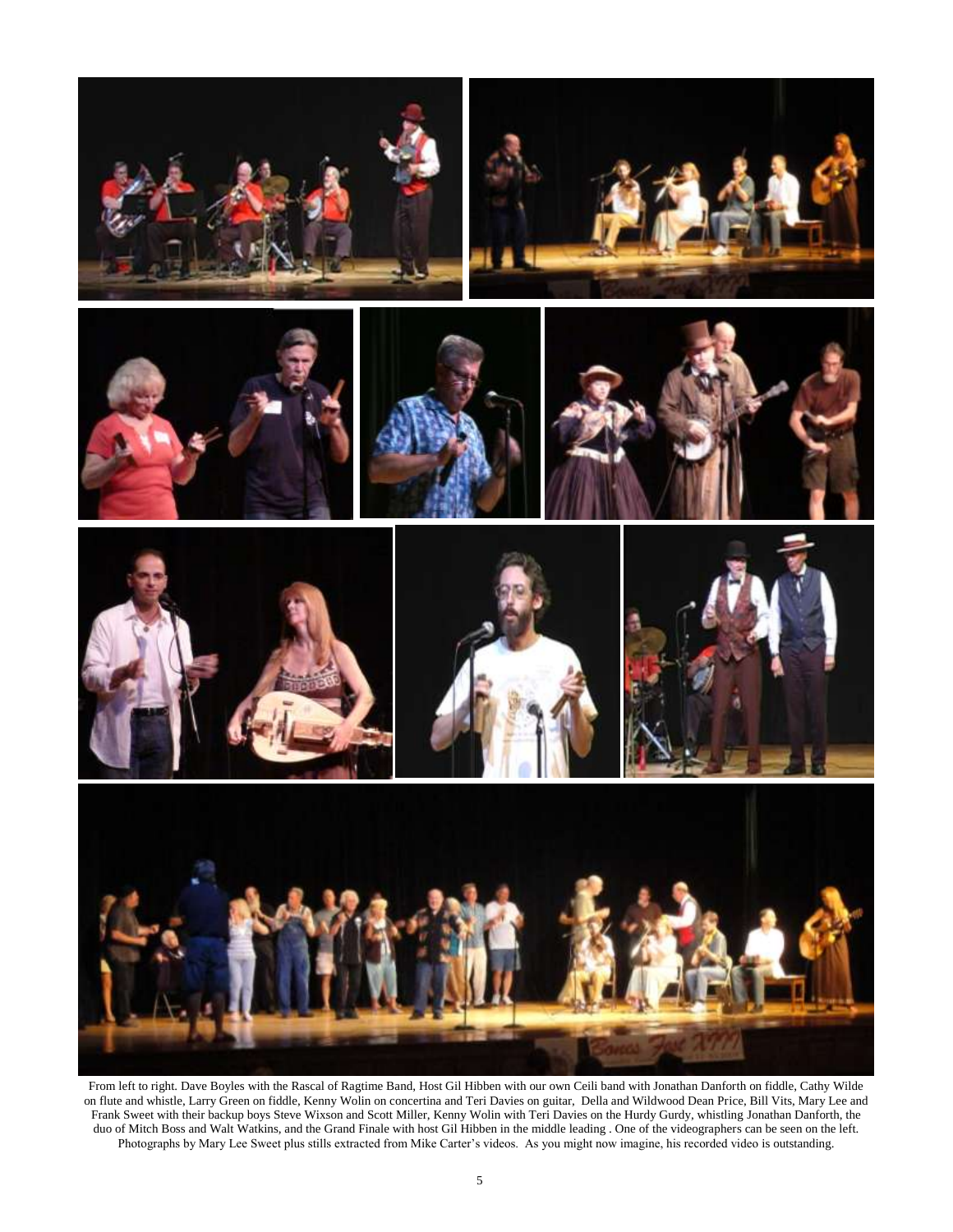From left to right. Dave Boyles with the Rascal of Ragtime Band, Host Gil Hibben with our own Ceili band with Jonathan Danforth on fiddle, Cathy Wilde on flute and whistle, Larry Green on fiddle, Kenny Wolin on concertina and Teri Davies on guitar, Della and Wildwood Dean Price, Bill Vits, Mary Lee and Frank Sweet with their backup boys Steve Wixson and Scott Miller, Kenny Wolin with Teri Davies on the Hurdy Gurdy, whistling Jonathan Danforth, the duo of Mitch Boss and Walt Watkins, and the Grand Finale with host Gil Hibben in the middle leading . One of the videographers can be seen on the left. Photographs by Mary Lee Sweet plus stills extracted from Mike Carter's videos. As you might now imagine, his recorded video is outstanding.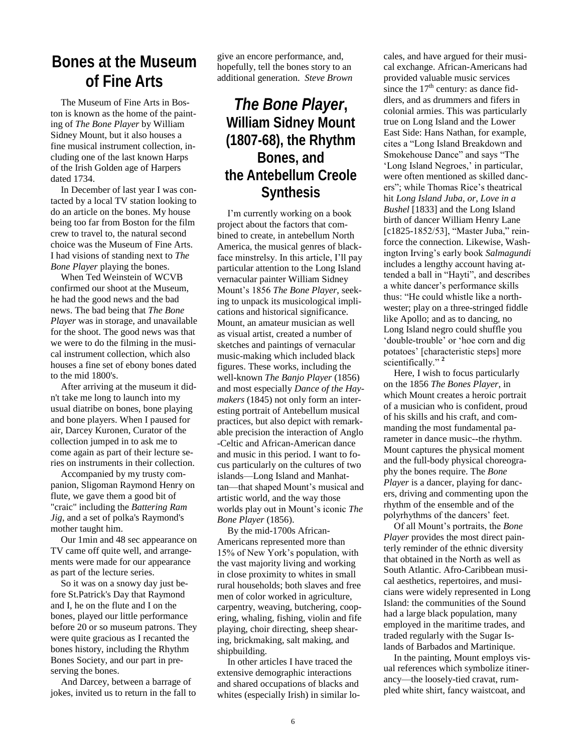# Bones at the Museum of Fine Arts

The Museum of Fine Arts in Boston is known as the home of the painting of *The Bone Player* by William Sidney Mount, but it also houses a fine musical instrument collection, including one of the last known Harps of the Irish Golden age of Harpers dated 1734.

In December of last year I was contacted by a local TV station looking to do an article on the bones. My house being too far from Boston for the film crew to travel to, the natural second choice was the Museum of Fine Arts. I had visions of standing next to *The Bone Player* playing the bones.

When Ted Weinstein of WCVB confirmed our shoot at the Museum, he had the good news and the bad news. The bad being that *The Bone Player* was in storage, and unavailable for the shoot. The good news was that we were to do the filming in the musical instrument collection, which also houses a fine set of ebony bones dated to the mid 1800's.

After arriving at the museum it didn't take me long to launch into my usual diatribe on bones, bone playing and bone players. When I paused for air, Darcey Kuronen, Curator of the collection jumped in to ask me to come again as part of their lecture series on instruments in their collection.

Accompanied by my trusty companion, Sligoman Raymond Henry on flute, we gave them a good bit of "craic" including the *Battering Ram Jig*, and a set of polka's Raymond's mother taught him.

Our 1min and 48 sec appearance on TV came off quite well, and arrangements were made for our appearance as part of the lecture series.

So it was on a snowy day just before St.Patrick's Day that Raymond and I, he on the flute and I on the bones, played our little performance before 20 or so museum patrons. They were quite gracious as I recanted the bones history, including the Rhythm Bones Society, and our part in preserving the bones.

And Darcey, between a barrage of jokes, invited us to return in the fall to give an encore performance, and, hopefully, tell the bones story to an additional generation. *Steve Brown*

# *The Bone Player*, William Sidney Mount (1807-68), the Rhythm Bones, and the Antebellum Creole Synthesis

I'm currently working on a book project about the factors that combined to create, in antebellum North America, the musical genres of blackface minstrelsy. In this article, I'll pay particular attention to the Long Island vernacular painter William Sidney Mount's 1856 *The Bone Player*, seeking to unpack its musicological implications and historical significance. Mount, an amateur musician as well as visual artist, created a number of sketches and paintings of vernacular music-making which included black figures. These works, including the well-known *The Banjo Player* (1856) and most especially *Dance of the Haymakers* (1845) not only form an interesting portrait of Antebellum musical practices, but also depict with remarkable precision the interaction of Anglo-Celtic and African-American dance and music in this period. I want to focus particularly on the cultures of two islands—Long Island and Manhattan—that shaped Mount's musical and artistic world, and the way those worlds play out in Mount's iconic *The Bone Player* (1856).

By the mid-1700s African-Americans represented more than 15% of New York's population, with the vast majority living and working in close proximity to whites in small rural households; both slaves and free men of color worked in agriculture, carpentry, weaving, butchering, coopering, whaling, fishing, violin and fife playing, choir directing, sheep shearing, brickmaking, salt making, and shipbuilding.

In other articles I have traced the extensive demographic interactions and shared occupations of blacks and whites (especially Irish) in similar locales, and have argued for their musical exchange. African-Americans had provided valuable music services since the 17th century: as dance fiddlers, and as drummers and fifers in colonial armies. This was particularly true on Long Island and the Lower East Side: Hans Nathan, for example, cites a "Long Island Breakdown and Smokehouse Dance" and says "The 'Long Island Negroes,' in particular, were often mentioned as skilled dancers"; while Thomas Rice's theatrical hit *Long Island Juba, or, Love in a Bushel* [1833] and the Long Island birth of dancer William Henry Lane [c1825-1852/53], "Master Juba," reinforce the connection. Likewise, Washington Irving's early book *Salmagundi* includes a lengthy account having attended a ball in "Hayti", and describes a white dancer's performance skills thus: "He could whistle like a northwester; play on a three-stringed fiddle like Apollo; and as to dancing, no Long Island negro could shuffle you 'double-trouble' or 'hoe corn and dig potatoes' [characteristic steps] more scientifically." [2]

Here, I wish to focus particularly on the 1856 *The Bones Player*, in which Mount creates a heroic portrait of a musician who is confident, proud of his skills and his craft, and commanding the most fundamental parameter in dance music--the rhythm. Mount captures the physical moment and the full-body physical choreography the bones require. The *Bone Player* is a dancer, playing for dancers, driving and commenting upon the rhythm of the ensemble and of the polyrhythms of the dancers' feet.

Of all Mount's portraits, the *Bone Player* provides the most direct painterly reminder of the ethnic diversity that obtained in the North as well as South Atlantic. Afro-Caribbean musical aesthetics, repertoires, and musicians were widely represented in Long Island: the communities of the Sound had a large black population, many employed in the maritime trades, and traded regularly with the Sugar Islands of Barbados and Martinique.

In the painting, Mount employs visual references which symbolize itinerancy—the loosely-tied cravat, rumpled white shirt, fancy waistcoat, and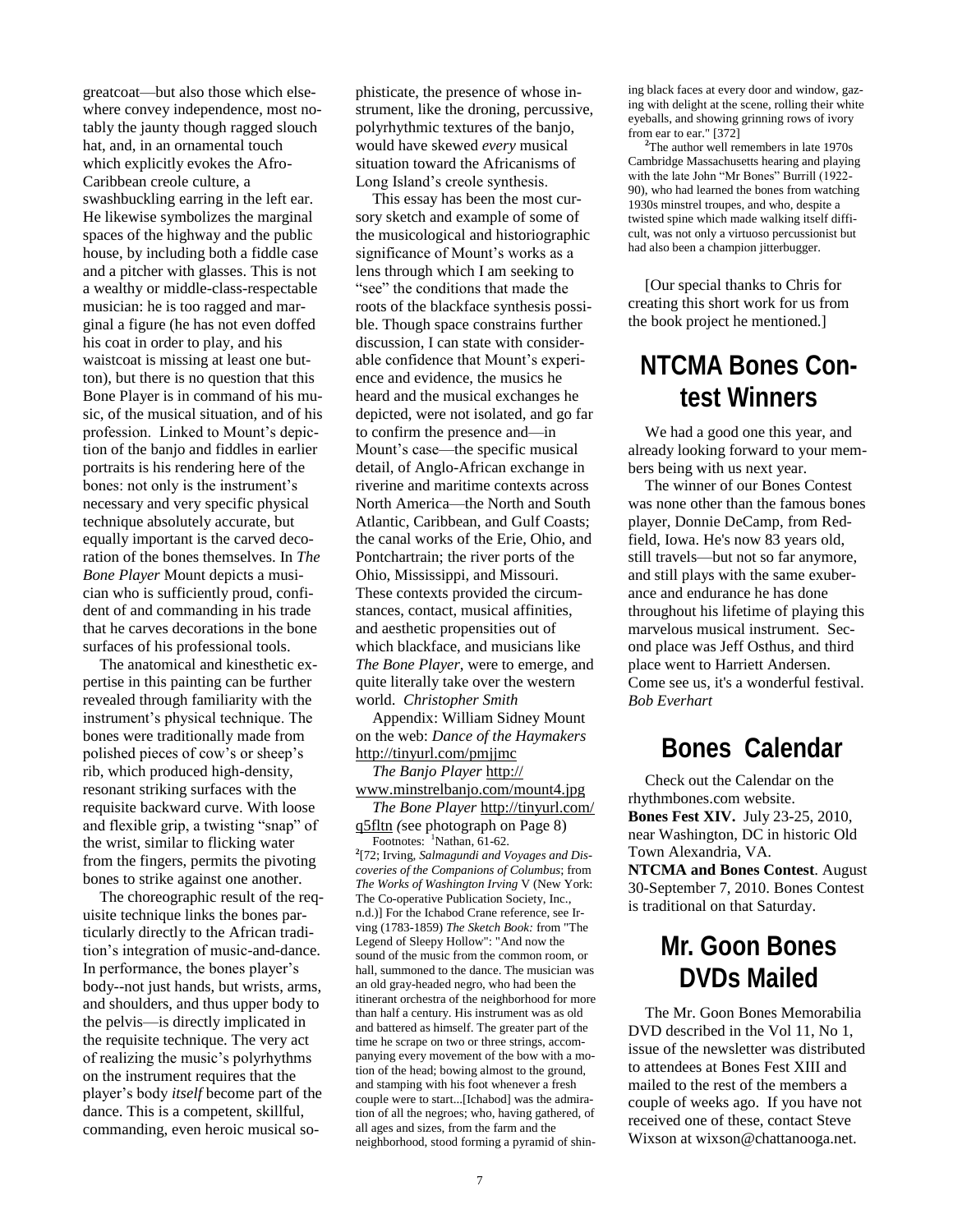greatcoat—but also those which elsewhere convey independence, most notably the jaunty though ragged slouch hat, and, in an ornamental touch which explicitly evokes the Afro-Caribbean creole culture, a swashbuckling earring in the left ear. He likewise symbolizes the marginal spaces of the highway and the public house, by including both a fiddle case and a pitcher with glasses. This is not a wealthy or middle-class-respectable musician: he is too ragged and marginal a figure (he has not even doffed his coat in order to play, and his waistcoat is missing at least one button), but there is no question that this Bone Player is in command of his music, of the musical situation, and of his profession. Linked to Mount's depiction of the banjo and fiddles in earlier portraits is his rendering here of the bones: not only is the instrument's necessary and very specific physical technique absolutely accurate, but equally important is the carved decoration of the bones themselves. In *The Bone Player* Mount depicts a musician who is sufficiently proud, confident of and commanding in his trade that he carves decorations in the bone surfaces of his professional tools.

The anatomical and kinesthetic expertise in this painting can be further revealed through familiarity with the instrument's physical technique. The bones were traditionally made from polished pieces of cow's or sheep's rib, which produced high-density, resonant striking surfaces with the requisite backward curve. With loose and flexible grip, a twisting "snap" of the wrist, similar to flicking water from the fingers, permits the pivoting bones to strike against one another.

The choreographic result of the requisite technique links the bones particularly directly to the African tradition's integration of music-and-dance. In performance, the bones player's body--not just hands, but wrists, arms, and shoulders, and thus upper body to the pelvis—is directly implicated in the requisite technique. The very act of realizing the music's polyrhythms on the instrument requires that the player's body *itself* become part of the dance. This is a competent, skillful, commanding, even heroic musical sophisticate, the presence of whose instrument, like the droning, percussive, polyrhythmic textures of the banjo, would have skewed *every* musical situation toward the Africanisms of Long Island's creole synthesis.

This essay has been the most cursory sketch and example of some of the musicological and historiographic significance of Mount's works as a lens through which I am seeking to "see" the conditions that made the roots of the blackface synthesis possible. Though space constrains further discussion, I can state with considerable confidence that Mount's experience and evidence, the musics he heard and the musical exchanges he depicted, were not isolated, and go far to confirm the presence and—in Mount's case—the specific musical detail, of Anglo-African exchange in riverine and maritime contexts across North America—the North and South Atlantic, Caribbean, and Gulf Coasts; the canal works of the Erie, Ohio, and Pontchartrain; the river ports of the Ohio, Mississippi, and Missouri. These contexts provided the circumstances, contact, musical affinities, and aesthetic propensities out of which blackface, and musicians like *The Bone Player*, were to emerge, and quite literally take over the western world. *Christopher Smith*

Appendix: William Sidney Mount on the web: *Dance of the Haymakers* http://tinyurl.com/pmjjmc

*The Banjo Player* http://www.minstrelbanjo.com/mount4.jpg

*The Bone Player* http://tinyurl.com/q5fltn (see photograph on Page 8)

Footnotes: [1]Nathan, 61-62.

[2][72; Irving, *Salmagundi and Voyages and Discoveries of the Companions of Columbus*; from *The Works of Washington Irving* V (New York: The Co-operative Publication Society, Inc., n.d.)] For the Ichabod Crane reference, see Irving (1783-1859) *The Sketch Book:* from "The Legend of Sleepy Hollow": "And now the sound of the music from the common room, or hall, summoned to the dance. The musician was an old gray-headed negro, who had been the itinerant orchestra of the neighborhood for more than half a century. His instrument was as old and battered as himself. The greater part of the time he scrape on two or three strings, accompanying every movement of the bow with a motion of the head; bowing almost to the ground, and stamping with his foot whenever a fresh couple were to start...[Ichabod] was the admiration of all the negroes; who, having gathered, of all ages and sizes, from the farm and the neighborhood, stood forming a pyramid of shining black faces at every door and window, gazing with delight at the scene, rolling their white eyeballs, and showing grinning rows of ivory from ear to ear." [372]

[2]The author well remembers in late 1970s Cambridge Massachusetts hearing and playing with the late John "Mr Bones" Burrill (1922-90), who had learned the bones from watching 1930s minstrel troupes, and who, despite a twisted spine which made walking itself difficult, was not only a virtuoso percussionist but had also been a champion jitterbugger.

[Our special thanks to Chris for creating this short work for us from the book project he mentioned.]

# NTCMA Bones Contest Winners

We had a good one this year, and already looking forward to your members being with us next year.

The winner of our Bones Contest was none other than the famous bones player, Donnie DeCamp, from Redfield, Iowa. He's now 83 years old, still travels—but not so far anymore, and still plays with the same exuberance and endurance he has done throughout his lifetime of playing this marvelous musical instrument. Second place was Jeff Osthus, and third place went to Harriett Andersen. Come see us, it's a wonderful festival. *Bob Everhart*

# Bones Calendar

Check out the Calendar on the rhythmbones.com website.

**Bones Fest XIV.** July 23-25, 2010, near Washington, DC in historic Old Town Alexandria, VA.

**NTCMA and Bones Contest**. August 30-September 7, 2010. Bones Contest is traditional on that Saturday.

# Mr. Goon Bones DVDs Mailed

The Mr. Goon Bones Memorabilia DVD described in the Vol 11, No 1, issue of the newsletter was distributed to attendees at Bones Fest XIII and mailed to the rest of the members a couple of weeks ago. If you have not received one of these, contact Steve Wixson at wixson@chattanooga.net.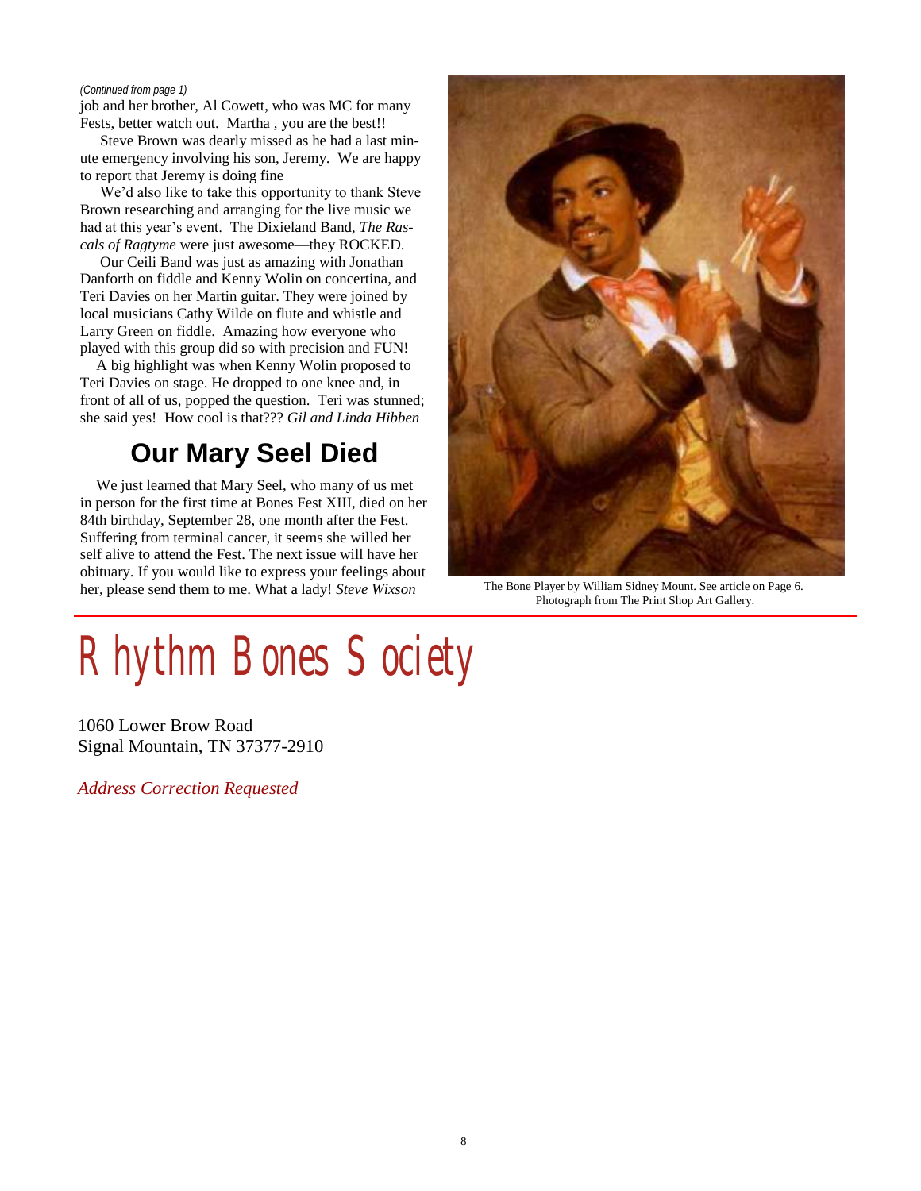*(Continued from page 1)*

job and her brother, Al Cowett, who was MC for many Fests, better watch out. Martha , you are the best!!

Steve Brown was dearly missed as he had a last minute emergency involving his son, Jeremy. We are happy to report that Jeremy is doing fine

We'd also like to take this opportunity to thank Steve Brown researching and arranging for the live music we had at this year's event. The Dixieland Band, *The Rascals of Ragtyme* were just awesome—they ROCKED.

Our Ceili Band was just as amazing with Jonathan Danforth on fiddle and Kenny Wolin on concertina, and Teri Davies on her Martin guitar. They were joined by local musicians Cathy Wilde on flute and whistle and Larry Green on fiddle. Amazing how everyone who played with this group did so with precision and FUN!

A big highlight was when Kenny Wolin proposed to Teri Davies on stage. He dropped to one knee and, in front of all of us, popped the question. Teri was stunned; she said yes! How cool is that??? *Gil and Linda Hibben*

## Our Mary Seel Died

We just learned that Mary Seel, who many of us met in person for the first time at Bones Fest XIII, died on her 84th birthday, September 28, one month after the Fest. Suffering from terminal cancer, it seems she willed her self alive to attend the Fest. The next issue will have her obituary. If you would like to express your feelings about her, please send them to me. What a lady! *Steve Wixson*

The Bone Player by William Sidney Mount. See article on Page 6. Photograph from The Print Shop Art Gallery.

# Rhythm Bones Society

1060 Lower Brow Road
Signal Mountain, TN 37377-2910

*Address Correction Requested*